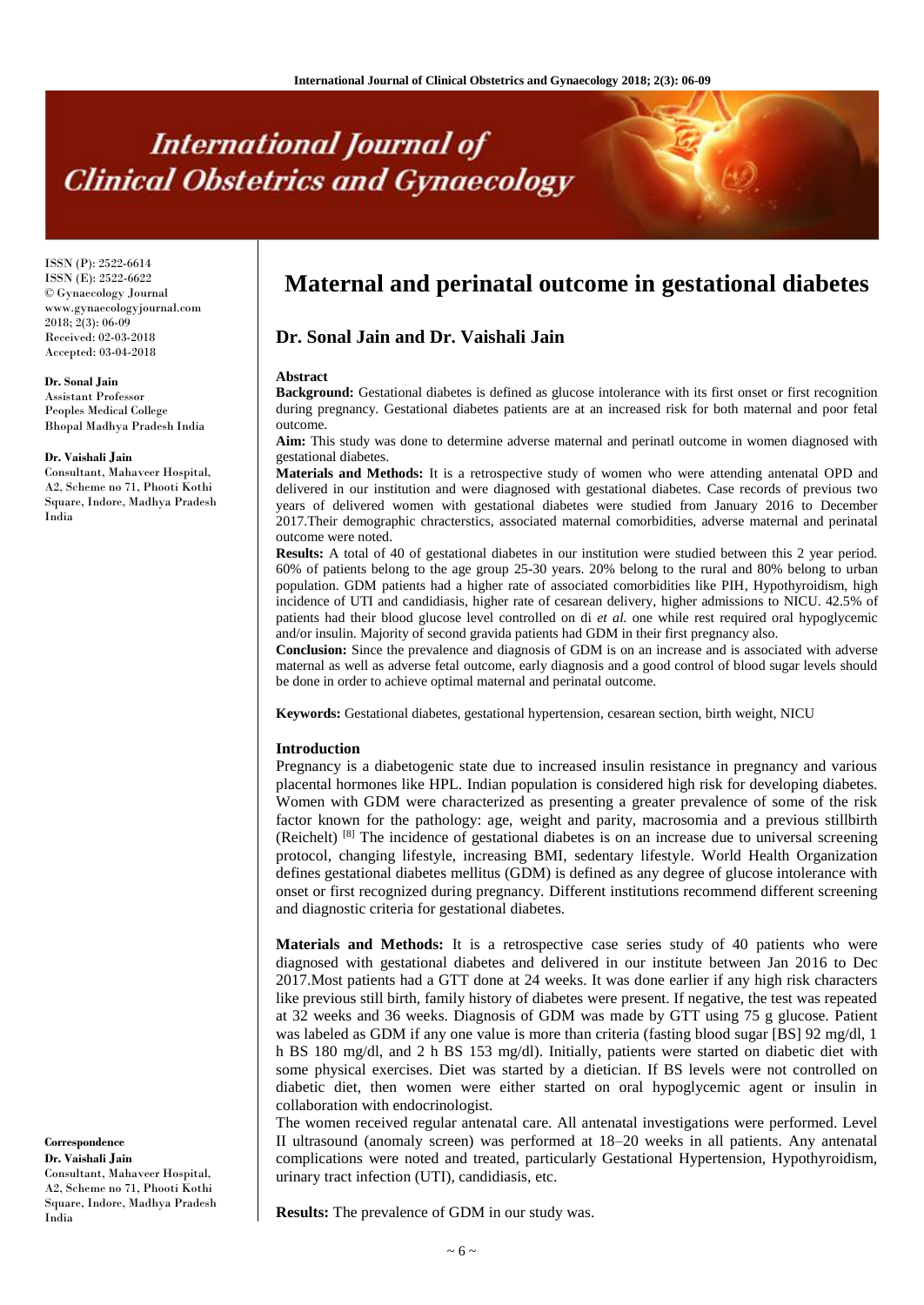# Maternal and perinatal outcome in gestational diabetes

## Dr. Sonal Jain and Dr. Vaishali Jain

ISSN (P): 2522-6614
ISSN (E): 2522-6622
© Gynaecology Journal
www.gynaecologyjournal.com
2018; 2(3): 06-09
Received: 02-03-2018
Accepted: 03-04-2018

**Dr. Sonal Jain**
Assistant Professor
Peoples Medical College
Bhopal Madhya Pradesh India

**Dr. Vaishali Jain**
Consultant, Mahaveer Hospital, A2, Scheme no 71, Phooti Kothi Square, Indore, Madhya Pradesh India

**Correspondence**
**Dr. Vaishali Jain**
Consultant, Mahaveer Hospital, A2, Scheme no 71, Phooti Kothi Square, Indore, Madhya Pradesh India

### Abstract

**Background:** Gestational diabetes is defined as glucose intolerance with its first onset or first recognition during pregnancy. Gestational diabetes patients are at an increased risk for both maternal and poor fetal outcome.

**Aim:** This study was done to determine adverse maternal and perinatl outcome in women diagnosed with gestational diabetes.

**Materials and Methods:** It is a retrospective study of women who were attending antenatal OPD and delivered in our institution and were diagnosed with gestational diabetes. Case records of previous two years of delivered women with gestational diabetes were studied from January 2016 to December 2017.Their demographic chracterstics, associated maternal comorbidities, adverse maternal and perinatal outcome were noted.

**Results:** A total of 40 of gestational diabetes in our institution were studied between this 2 year period. 60% of patients belong to the age group 25-30 years. 20% belong to the rural and 80% belong to urban population. GDM patients had a higher rate of associated comorbidities like PIH, Hypothyroidism, high incidence of UTI and candidiasis, higher rate of cesarean delivery, higher admissions to NICU. 42.5% of patients had their blood glucose level controlled on di *et al.* one while rest required oral hypoglycemic and/or insulin. Majority of second gravida patients had GDM in their first pregnancy also.

**Conclusion:** Since the prevalence and diagnosis of GDM is on an increase and is associated with adverse maternal as well as adverse fetal outcome, early diagnosis and a good control of blood sugar levels should be done in order to achieve optimal maternal and perinatal outcome.

**Keywords:** Gestational diabetes, gestational hypertension, cesarean section, birth weight, NICU

### Introduction

Pregnancy is a diabetogenic state due to increased insulin resistance in pregnancy and various placental hormones like HPL. Indian population is considered high risk for developing diabetes. Women with GDM were characterized as presenting a greater prevalence of some of the risk factor known for the pathology: age, weight and parity, macrosomia and a previous stillbirth (Reichelt) [8] The incidence of gestational diabetes is on an increase due to universal screening protocol, changing lifestyle, increasing BMI, sedentary lifestyle. World Health Organization defines gestational diabetes mellitus (GDM) is defined as any degree of glucose intolerance with onset or first recognized during pregnancy. Different institutions recommend different screening and diagnostic criteria for gestational diabetes.

**Materials and Methods:** It is a retrospective case series study of 40 patients who were diagnosed with gestational diabetes and delivered in our institute between Jan 2016 to Dec 2017.Most patients had a GTT done at 24 weeks. It was done earlier if any high risk characters like previous still birth, family history of diabetes were present. If negative, the test was repeated at 32 weeks and 36 weeks. Diagnosis of GDM was made by GTT using 75 g glucose. Patient was labeled as GDM if any one value is more than criteria (fasting blood sugar [BS] 92 mg/dl, 1 h BS 180 mg/dl, and 2 h BS 153 mg/dl). Initially, patients were started on diabetic diet with some physical exercises. Diet was started by a dietician. If BS levels were not controlled on diabetic diet, then women were either started on oral hypoglycemic agent or insulin in collaboration with endocrinologist.

The women received regular antenatal care. All antenatal investigations were performed. Level II ultrasound (anomaly screen) was performed at 18–20 weeks in all patients. Any antenatal complications were noted and treated, particularly Gestational Hypertension, Hypothyroidism, urinary tract infection (UTI), candidiasis, etc.

**Results:** The prevalence of GDM in our study was.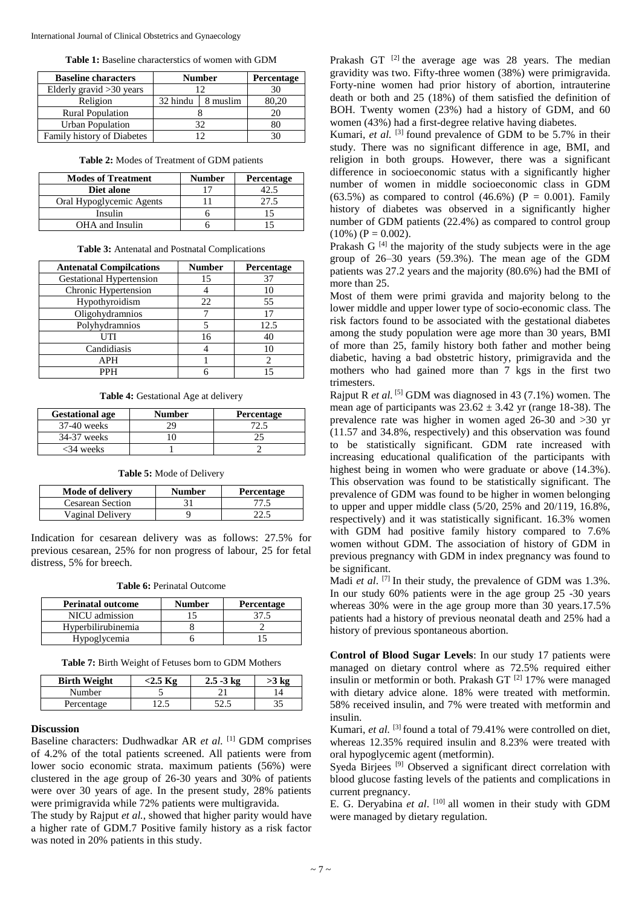**Table 1:** Baseline characterstics of women with GDM

| Baseline characters | Number | | Percentage |
|---|---|---|---|
| Elderly gravid >30 years | 12 | | 30 |
| Religion | 32 hindu | 8 muslim | 80,20 |
| Rural Population | 8 | | 20 |
| Urban Population | 32 | | 80 |
| Family history of Diabetes | 12 | | 30 |

**Table 2:** Modes of Treatment of GDM patients

| Modes of Treatment | Number | Percentage |
|---|---|---|
| **Diet alone** | 17 | 42.5 |
| Oral Hypoglycemic Agents | 11 | 27.5 |
| Insulin | 6 | 15 |
| OHA and Insulin | 6 | 15 |

**Table 3:** Antenatal and Postnatal Complications

| Antenatal Compilcations | Number | Percentage |
|---|---|---|
| Gestational Hypertension | 15 | 37 |
| Chronic Hypertension | 4 | 10 |
| Hypothyroidism | 22 | 55 |
| Oligohydramnios | 7 | 17 |
| Polyhydramnios | 5 | 12.5 |
| UTI | 16 | 40 |
| Candidiasis | 4 | 10 |
| APH | 1 | 2 |
| PPH | 6 | 15 |

**Table 4:** Gestational Age at delivery

| Gestational age | Number | Percentage |
|---|---|---|
| 37-40 weeks | 29 | 72.5 |
| 34-37 weeks | 10 | 25 |
| <34 weeks | 1 | 2 |

**Table 5:** Mode of Delivery

| Mode of delivery | Number | Percentage |
|---|---|---|
| Cesarean Section | 31 | 77.5 |
| Vaginal Delivery | 9 | 22.5 |

Indication for cesarean delivery was as follows: 27.5% for previous cesarean, 25% for non progress of labour, 25 for fetal distress, 5% for breech.

**Table 6:** Perinatal Outcome

| Perinatal outcome | Number | Percentage |
|---|---|---|
| NICU admission | 15 | 37.5 |
| Hyperbilirubinemia | 8 | 2 |
| Hypoglycemia | 6 | 15 |

**Table 7:** Birth Weight of Fetuses born to GDM Mothers

| Birth Weight | <2.5 Kg | 2.5 -3 kg | >3 kg |
|---|---|---|---|
| Number | 5 | 21 | 14 |
| Percentage | 12.5 | 52.5 | 35 |

## Discussion

Baseline characters: Dudhwadkar AR *et al.* [1] GDM comprises of 4.2% of the total patients screened. All patients were from lower socio economic strata. maximum patients (56%) were clustered in the age group of 26-30 years and 30% of patients were over 30 years of age. In the present study, 28% patients were primigravida while 72% patients were multigravida.

The study by Rajput *et al.*, showed that higher parity would have a higher rate of GDM.7 Positive family history as a risk factor was noted in 20% patients in this study.

Prakash GT [2] the average age was 28 years. The median gravidity was two. Fifty-three women (38%) were primigravida. Forty-nine women had prior history of abortion, intrauterine death or both and 25 (18%) of them satisfied the definition of BOH. Twenty women (23%) had a history of GDM, and 60 women (43%) had a first-degree relative having diabetes.

Kumari, *et al.* [3] found prevalence of GDM to be 5.7% in their study. There was no significant difference in age, BMI, and religion in both groups. However, there was a significant difference in socioeconomic status with a significantly higher number of women in middle socioeconomic class in GDM (63.5%) as compared to control (46.6%) (P = 0.001). Family history of diabetes was observed in a significantly higher number of GDM patients (22.4%) as compared to control group (10%) (P = 0.002).

Prakash G [4] the majority of the study subjects were in the age group of 26–30 years (59.3%). The mean age of the GDM patients was 27.2 years and the majority (80.6%) had the BMI of more than 25.

Most of them were primi gravida and majority belong to the lower middle and upper lower type of socio-economic class. The risk factors found to be associated with the gestational diabetes among the study population were age more than 30 years, BMI of more than 25, family history both father and mother being diabetic, having a bad obstetric history, primigravida and the mothers who had gained more than 7 kgs in the first two trimesters.

Rajput R *et al.* [5] GDM was diagnosed in 43 (7.1%) women. The mean age of participants was 23.62 ± 3.42 yr (range 18-38). The prevalence rate was higher in women aged 26-30 and >30 yr (11.57 and 34.8%, respectively) and this observation was found to be statistically significant. GDM rate increased with increasing educational qualification of the participants with highest being in women who were graduate or above (14.3%). This observation was found to be statistically significant. The prevalence of GDM was found to be higher in women belonging to upper and upper middle class (5/20, 25% and 20/119, 16.8%, respectively) and it was statistically significant. 16.3% women with GDM had positive family history compared to 7.6% women without GDM. The association of history of GDM in previous pregnancy with GDM in index pregnancy was found to be significant.

Madi *et al*. [7] In their study, the prevalence of GDM was 1.3%. In our study 60% patients were in the age group 25 -30 years whereas 30% were in the age group more than 30 years.17.5% patients had a history of previous neonatal death and 25% had a history of previous spontaneous abortion.

**Control of Blood Sugar Levels**: In our study 17 patients were managed on dietary control where as 72.5% required either insulin or metformin or both. Prakash GT [2] 17% were managed with dietary advice alone. 18% were treated with metformin. 58% received insulin, and 7% were treated with metformin and insulin.

Kumari, *et al.* [3] found a total of 79.41% were controlled on diet, whereas 12.35% required insulin and 8.23% were treated with oral hypoglycemic agent (metformin).

Syeda Birjees [9] Observed a significant direct correlation with blood glucose fasting levels of the patients and complications in current pregnancy.

E. G. Deryabina *et al*. [10] all women in their study with GDM were managed by dietary regulation.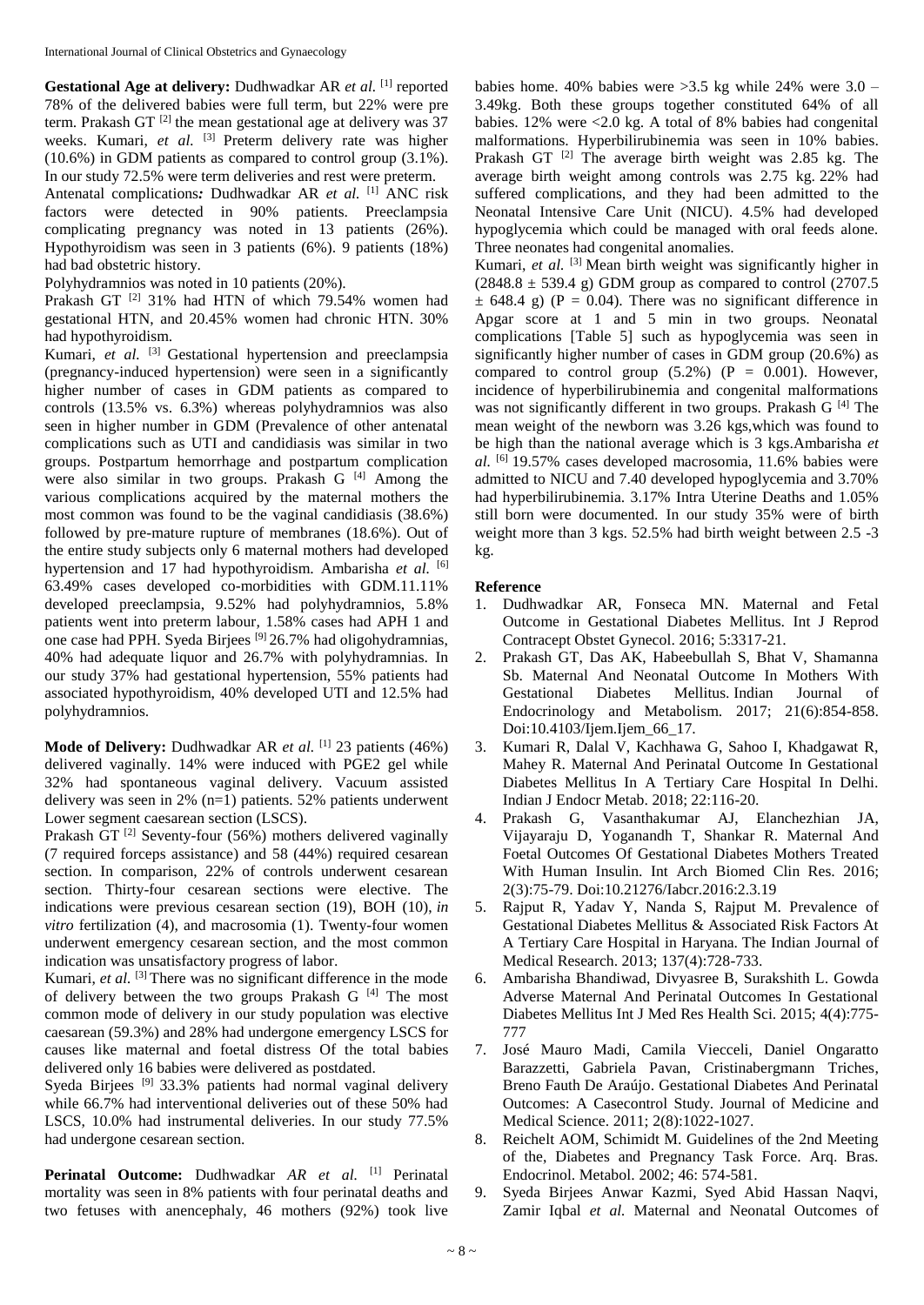**Gestational Age at delivery:** Dudhwadkar AR *et al.* [1] reported 78% of the delivered babies were full term, but 22% were pre term. Prakash GT [2] the mean gestational age at delivery was 37 weeks. Kumari, *et al.* [3] Preterm delivery rate was higher (10.6%) in GDM patients as compared to control group (3.1%). In our study 72.5% were term deliveries and rest were preterm.

Antenatal complications*:* Dudhwadkar AR *et al.* [1] ANC risk factors were detected in 90% patients. Preeclampsia complicating pregnancy was noted in 13 patients (26%). Hypothyroidism was seen in 3 patients (6%). 9 patients (18%) had bad obstetric history.

Polyhydramnios was noted in 10 patients (20%).

Prakash GT [2] 31% had HTN of which 79.54% women had gestational HTN, and 20.45% women had chronic HTN. 30% had hypothyroidism.

Kumari, *et al.* [3] Gestational hypertension and preeclampsia (pregnancy-induced hypertension) were seen in a significantly higher number of cases in GDM patients as compared to controls (13.5% vs. 6.3%) whereas polyhydramnios was also seen in higher number in GDM (Prevalence of other antenatal complications such as UTI and candidiasis was similar in two groups. Postpartum hemorrhage and postpartum complication were also similar in two groups. Prakash G [4] Among the various complications acquired by the maternal mothers the most common was found to be the vaginal candidiasis (38.6%) followed by pre-mature rupture of membranes (18.6%). Out of the entire study subjects only 6 maternal mothers had developed hypertension and 17 had hypothyroidism. Ambarisha *et al.* [6] 63.49% cases developed co-morbidities with GDM.11.11% developed preeclampsia, 9.52% had polyhydramnios, 5.8% patients went into preterm labour, 1.58% cases had APH 1 and one case had PPH. Syeda Birjees [9] 26.7% had oligohydramnias, 40% had adequate liquor and 26.7% with polyhydramnias. In our study 37% had gestational hypertension, 55% patients had associated hypothyroidism, 40% developed UTI and 12.5% had polyhydramnios.

**Mode of Delivery:** Dudhwadkar AR *et al.* [1] 23 patients (46%) delivered vaginally. 14% were induced with PGE2 gel while 32% had spontaneous vaginal delivery. Vacuum assisted delivery was seen in 2% (n=1) patients. 52% patients underwent Lower segment caesarean section (LSCS).

Prakash GT [2] Seventy-four (56%) mothers delivered vaginally (7 required forceps assistance) and 58 (44%) required cesarean section. In comparison, 22% of controls underwent cesarean section. Thirty-four cesarean sections were elective. The indications were previous cesarean section (19), BOH (10), *in vitro* fertilization (4), and macrosomia (1). Twenty-four women underwent emergency cesarean section, and the most common indication was unsatisfactory progress of labor.

Kumari, *et al.* [3] There was no significant difference in the mode of delivery between the two groups Prakash G [4] The most common mode of delivery in our study population was elective caesarean (59.3%) and 28% had undergone emergency LSCS for causes like maternal and foetal distress Of the total babies delivered only 16 babies were delivered as postdated.

Syeda Birjees [9] 33.3% patients had normal vaginal delivery while 66.7% had interventional deliveries out of these 50% had LSCS, 10.0% had instrumental deliveries. In our study 77.5% had undergone cesarean section.

**Perinatal Outcome:** Dudhwadkar *AR et al.* [1] Perinatal mortality was seen in 8% patients with four perinatal deaths and two fetuses with anencephaly, 46 mothers (92%) took live babies home. 40% babies were >3.5 kg while 24% were 3.0 – 3.49kg. Both these groups together constituted 64% of all babies. 12% were <2.0 kg. A total of 8% babies had congenital malformations. Hyperbilirubinemia was seen in 10% babies. Prakash GT [2] The average birth weight was 2.85 kg. The average birth weight among controls was 2.75 kg. 22% had suffered complications, and they had been admitted to the Neonatal Intensive Care Unit (NICU). 4.5% had developed hypoglycemia which could be managed with oral feeds alone. Three neonates had congenital anomalies.

Kumari, *et al.* [3] Mean birth weight was significantly higher in (2848.8 ± 539.4 g) GDM group as compared to control (2707.5 ± 648.4 g) (P = 0.04). There was no significant difference in Apgar score at 1 and 5 min in two groups. Neonatal complications [Table 5] such as hypoglycemia was seen in significantly higher number of cases in GDM group (20.6%) as compared to control group (5.2%) (P = 0.001). However, incidence of hyperbilirubinemia and congenital malformations was not significantly different in two groups. Prakash G [4] The mean weight of the newborn was 3.26 kgs,which was found to be high than the national average which is 3 kgs.Ambarisha *et al.* [6] 19.57% cases developed macrosomia, 11.6% babies were admitted to NICU and 7.40 developed hypoglycemia and 3.70% had hyperbilirubinemia. 3.17% Intra Uterine Deaths and 1.05% still born were documented. In our study 35% were of birth weight more than 3 kgs. 52.5% had birth weight between 2.5 -3 kg.

## Reference

1. Dudhwadkar AR, Fonseca MN. Maternal and Fetal Outcome in Gestational Diabetes Mellitus. Int J Reprod Contracept Obstet Gynecol. 2016; 5:3317-21.
2. Prakash GT, Das AK, Habeebullah S, Bhat V, Shamanna Sb. Maternal And Neonatal Outcome In Mothers With Gestational Diabetes Mellitus. Indian Journal of Endocrinology and Metabolism. 2017; 21(6):854-858. Doi:10.4103/Ijem.Ijem_66_17.
3. Kumari R, Dalal V, Kachhawa G, Sahoo I, Khadgawat R, Mahey R. Maternal And Perinatal Outcome In Gestational Diabetes Mellitus In A Tertiary Care Hospital In Delhi. Indian J Endocr Metab. 2018; 22:116-20.
4. Prakash G, Vasanthakumar AJ, Elanchezhian JA, Vijayaraju D, Yoganandh T, Shankar R. Maternal And Foetal Outcomes Of Gestational Diabetes Mothers Treated With Human Insulin. Int Arch Biomed Clin Res. 2016; 2(3):75-79. Doi:10.21276/Iabcr.2016:2.3.19
5. Rajput R, Yadav Y, Nanda S, Rajput M. Prevalence of Gestational Diabetes Mellitus & Associated Risk Factors At A Tertiary Care Hospital in Haryana. The Indian Journal of Medical Research. 2013; 137(4):728-733.
6. Ambarisha Bhandiwad, Divyasree B, Surakshith L. Gowda Adverse Maternal And Perinatal Outcomes In Gestational Diabetes Mellitus Int J Med Res Health Sci. 2015; 4(4):775-777
7. José Mauro Madi, Camila Viecceli, Daniel Ongaratto Barazzetti, Gabriela Pavan, Cristinabergmann Triches, Breno Fauth De Araújo. Gestational Diabetes And Perinatal Outcomes: A Casecontrol Study. Journal of Medicine and Medical Science. 2011; 2(8):1022-1027.
8. Reichelt AOM, Schimidt M. Guidelines of the 2nd Meeting of the, Diabetes and Pregnancy Task Force. Arq. Bras. Endocrinol. Metabol. 2002; 46: 574-581.
9. Syeda Birjees Anwar Kazmi, Syed Abid Hassan Naqvi, Zamir Iqbal *et al.* Maternal and Neonatal Outcomes of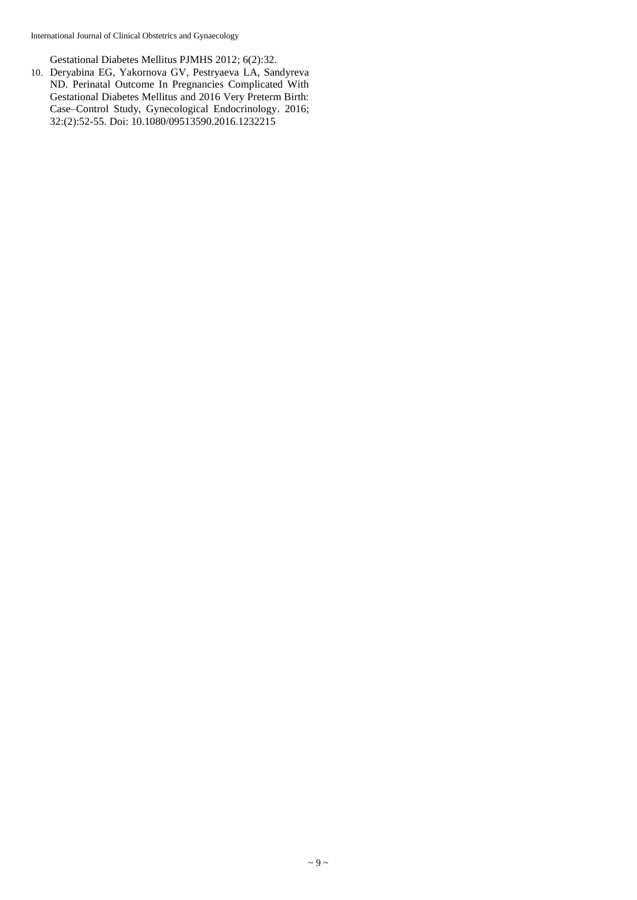Gestational Diabetes Mellitus PJMHS 2012; 6(2):32.

10. Deryabina EG, Yakornova GV, Pestryaeva LA, Sandyreva ND. Perinatal Outcome In Pregnancies Complicated With Gestational Diabetes Mellitus and 2016 Very Preterm Birth: Case–Control Study, Gynecological Endocrinology. 2016; 32:(2):52-55. Doi: 10.1080/09513590.2016.1232215